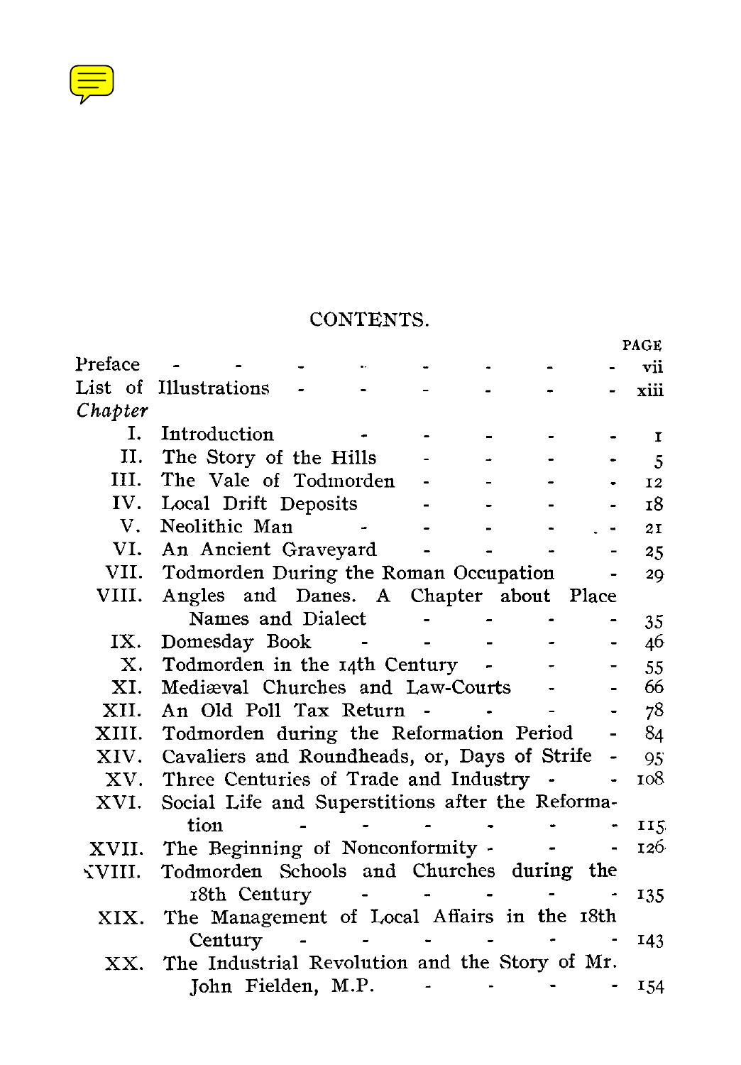# CONTENTS.

| | | PAGE |
|---|---|---|
| Preface | | vii |
| List of Illustrations | | xiii |
| *Chapter* | | |
| I. | Introduction | 1 |
| II. | The Story of the Hills | 5 |
| III. | The Vale of Todmorden | 12 |
| IV. | Local Drift Deposits | 18 |
| V. | Neolithic Man | 21 |
| VI. | An Ancient Graveyard | 25 |
| VII. | Todmorden During the Roman Occupation | 29 |
| VIII. | Angles and Danes. A Chapter about Place Names and Dialect | 35 |
| IX. | Domesday Book | 46 |
| X. | Todmorden in the 14th Century | 55 |
| XI. | Mediæval Churches and Law-Courts | 66 |
| XII. | An Old Poll Tax Return | 78 |
| XIII. | Todmorden during the Reformation Period | 84 |
| XIV. | Cavaliers and Roundheads, or, Days of Strife | 95 |
| XV. | Three Centuries of Trade and Industry | 108 |
| XVI. | Social Life and Superstitions after the Reformation | 115 |
| XVII. | The Beginning of Nonconformity | 126 |
| XVIII. | Todmorden Schools and Churches during the 18th Century | 135 |
| XIX. | The Management of Local Affairs in the 18th Century | 143 |
| XX. | The Industrial Revolution and the Story of Mr. John Fielden, M.P. | 154 |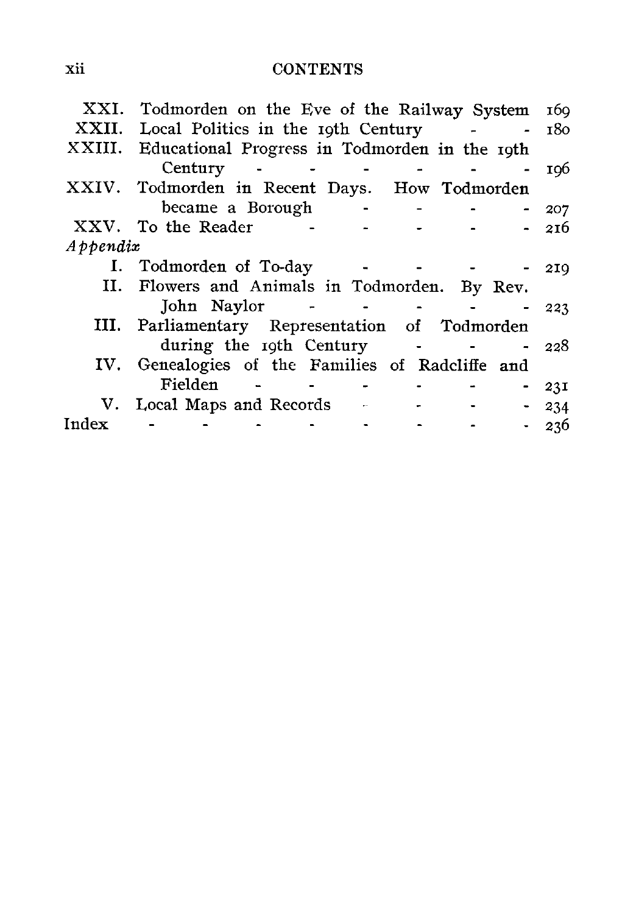# CONTENTS

| | | |
|---|---|---|
| XXI. | Todmorden on the Eve of the Railway System | 169 |
| XXII. | Local Politics in the 19th Century | 180 |
| XXIII. | Educational Progress in Todmorden in the 19th Century | 196 |
| XXIV. | Todmorden in Recent Days. How Todmorden became a Borough | 207 |
| XXV. | To the Reader | 216 |
| *Appendix* | | |
| I. | Todmorden of To-day | 219 |
| II. | Flowers and Animals in Todmorden. By Rev. John Naylor | 223 |
| III. | Parliamentary Representation of Todmorden during the 19th Century | 228 |
| IV. | Genealogies of the Families of Radcliffe and Fielden | 231 |
| V. | Local Maps and Records | 234 |
| Index | | 236 |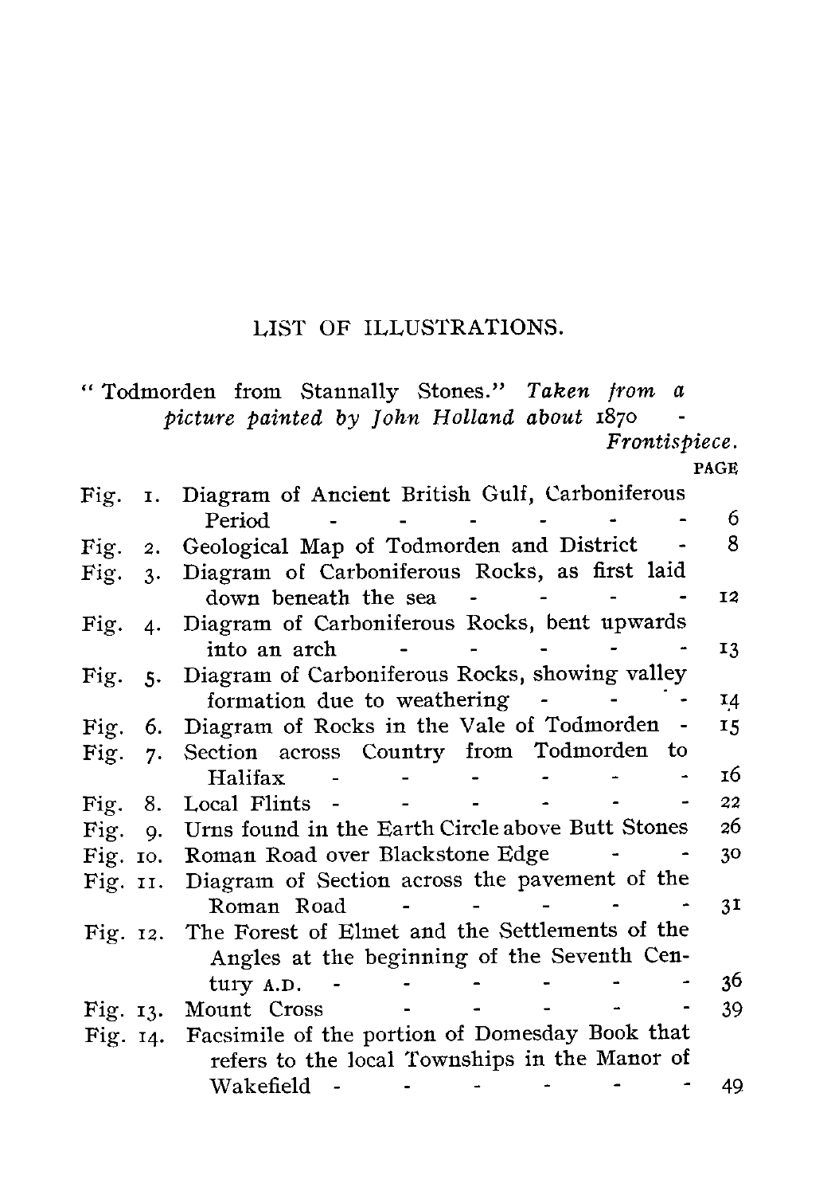## LIST OF ILLUSTRATIONS.

"Todmorden from Stannally Stones." *Taken from a picture painted by John Holland about 1870* - *Frontispiece.*

| | | PAGE |
|---|---|---|
| Fig. 1. | Diagram of Ancient British Gulf, Carboniferous Period | 6 |
| Fig. 2. | Geological Map of Todmorden and District | 8 |
| Fig. 3. | Diagram of Carboniferous Rocks, as first laid down beneath the sea | 12 |
| Fig. 4. | Diagram of Carboniferous Rocks, bent upwards into an arch | 13 |
| Fig. 5. | Diagram of Carboniferous Rocks, showing valley formation due to weathering | 14 |
| Fig. 6. | Diagram of Rocks in the Vale of Todmorden | 15 |
| Fig. 7. | Section across Country from Todmorden to Halifax | 16 |
| Fig. 8. | Local Flints | 22 |
| Fig. 9. | Urns found in the Earth Circle above Butt Stones | 26 |
| Fig. 10. | Roman Road over Blackstone Edge | 30 |
| Fig. 11. | Diagram of Section across the pavement of the Roman Road | 31 |
| Fig. 12. | The Forest of Elmet and the Settlements of the Angles at the beginning of the Seventh Century A.D. | 36 |
| Fig. 13. | Mount Cross | 39 |
| Fig. 14. | Facsimile of the portion of Domesday Book that refers to the local Townships in the Manor of Wakefield | 49 |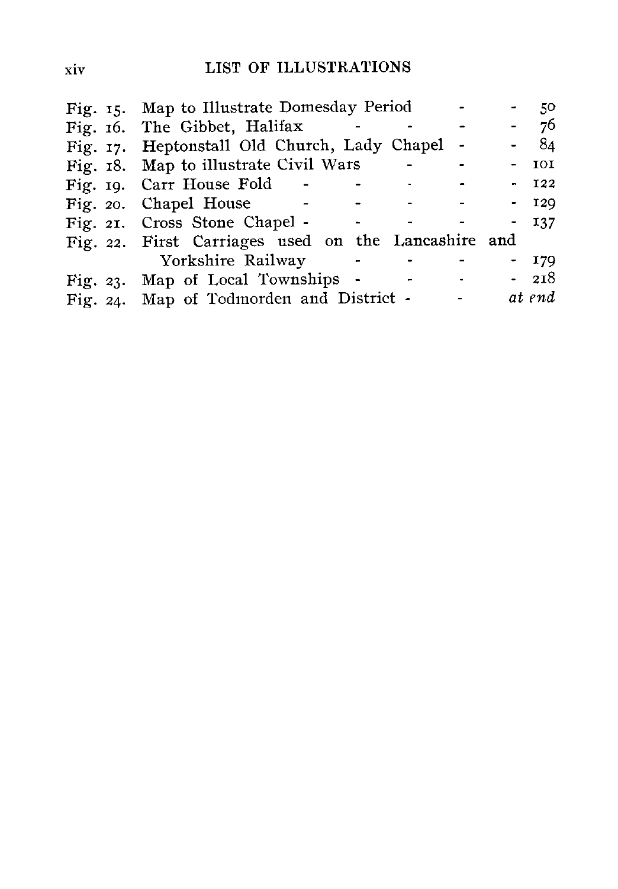## LIST OF ILLUSTRATIONS

| | | |
|---|---|---|
| Fig. 15. | Map to Illustrate Domesday Period | 50 |
| Fig. 16. | The Gibbet, Halifax | 76 |
| Fig. 17. | Heptonstall Old Church, Lady Chapel | 84 |
| Fig. 18. | Map to illustrate Civil Wars | 101 |
| Fig. 19. | Carr House Fold | 122 |
| Fig. 20. | Chapel House | 129 |
| Fig. 21. | Cross Stone Chapel | 137 |
| Fig. 22. | First Carriages used on the Lancashire and Yorkshire Railway | 179 |
| Fig. 23. | Map of Local Townships | 218 |
| Fig. 24. | Map of Todmorden and District | *at end* |